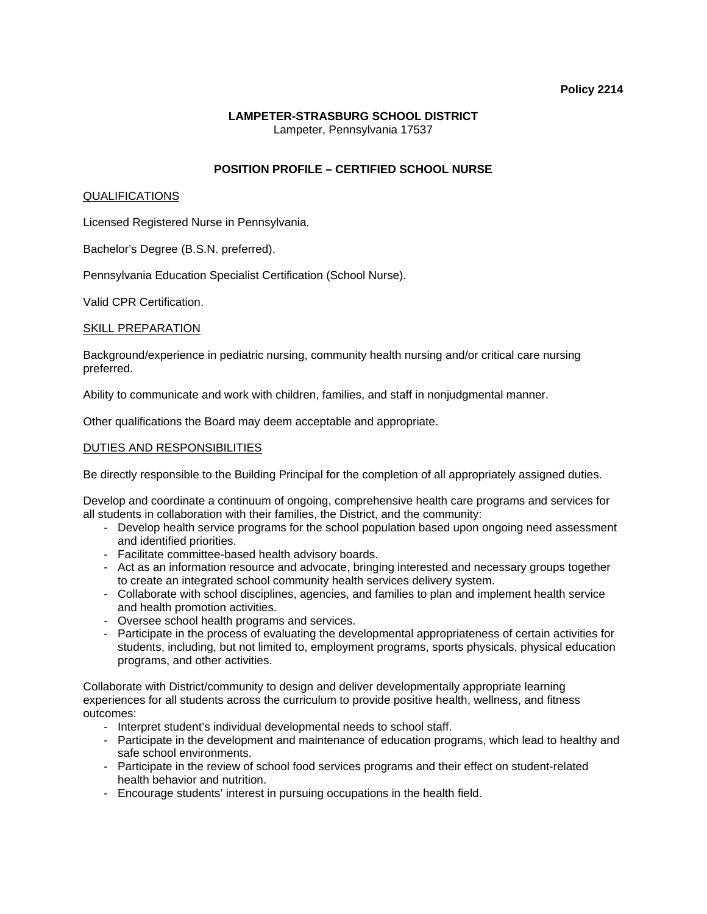**Policy 2214**

**LAMPETER-STRASBURG SCHOOL DISTRICT**
Lampeter, Pennsylvania 17537

# POSITION PROFILE – CERTIFIED SCHOOL NURSE

## QUALIFICATIONS

Licensed Registered Nurse in Pennsylvania.

Bachelor's Degree (B.S.N. preferred).

Pennsylvania Education Specialist Certification (School Nurse).

Valid CPR Certification.

## SKILL PREPARATION

Background/experience in pediatric nursing, community health nursing and/or critical care nursing preferred.

Ability to communicate and work with children, families, and staff in nonjudgmental manner.

Other qualifications the Board may deem acceptable and appropriate.

## DUTIES AND RESPONSIBILITIES

Be directly responsible to the Building Principal for the completion of all appropriately assigned duties.

Develop and coordinate a continuum of ongoing, comprehensive health care programs and services for all students in collaboration with their families, the District, and the community:

- Develop health service programs for the school population based upon ongoing need assessment and identified priorities.
- Facilitate committee-based health advisory boards.
- Act as an information resource and advocate, bringing interested and necessary groups together to create an integrated school community health services delivery system.
- Collaborate with school disciplines, agencies, and families to plan and implement health service and health promotion activities.
- Oversee school health programs and services.
- Participate in the process of evaluating the developmental appropriateness of certain activities for students, including, but not limited to, employment programs, sports physicals, physical education programs, and other activities.

Collaborate with District/community to design and deliver developmentally appropriate learning experiences for all students across the curriculum to provide positive health, wellness, and fitness outcomes:

- Interpret student's individual developmental needs to school staff.
- Participate in the development and maintenance of education programs, which lead to healthy and safe school environments.
- Participate in the review of school food services programs and their effect on student-related health behavior and nutrition.
- Encourage students' interest in pursuing occupations in the health field.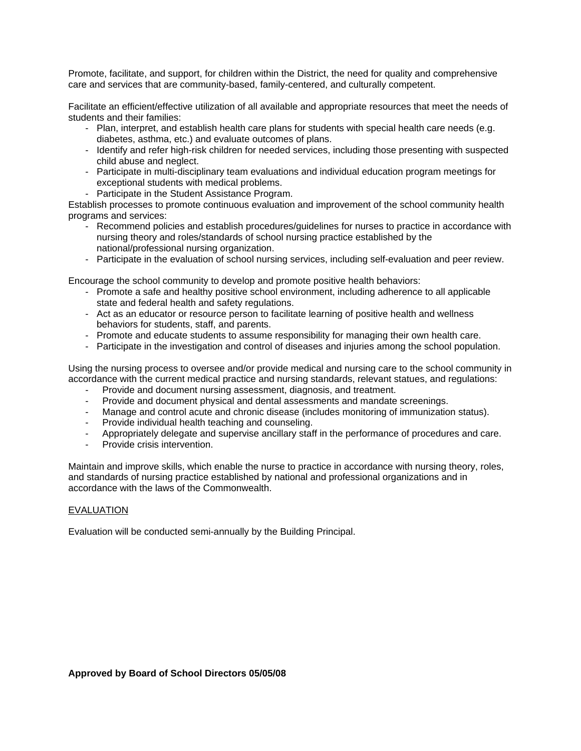Promote, facilitate, and support, for children within the District, the need for quality and comprehensive care and services that are community-based, family-centered, and culturally competent.

Facilitate an efficient/effective utilization of all available and appropriate resources that meet the needs of students and their families:

- Plan, interpret, and establish health care plans for students with special health care needs (e.g. diabetes, asthma, etc.) and evaluate outcomes of plans.
- Identify and refer high-risk children for needed services, including those presenting with suspected child abuse and neglect.
- Participate in multi-disciplinary team evaluations and individual education program meetings for exceptional students with medical problems.
- Participate in the Student Assistance Program.

Establish processes to promote continuous evaluation and improvement of the school community health programs and services:

- Recommend policies and establish procedures/guidelines for nurses to practice in accordance with nursing theory and roles/standards of school nursing practice established by the national/professional nursing organization.
- Participate in the evaluation of school nursing services, including self-evaluation and peer review.

Encourage the school community to develop and promote positive health behaviors:

- Promote a safe and healthy positive school environment, including adherence to all applicable state and federal health and safety regulations.
- Act as an educator or resource person to facilitate learning of positive health and wellness behaviors for students, staff, and parents.
- Promote and educate students to assume responsibility for managing their own health care.
- Participate in the investigation and control of diseases and injuries among the school population.

Using the nursing process to oversee and/or provide medical and nursing care to the school community in accordance with the current medical practice and nursing standards, relevant statues, and regulations:

- Provide and document nursing assessment, diagnosis, and treatment.
- Provide and document physical and dental assessments and mandate screenings.
- Manage and control acute and chronic disease (includes monitoring of immunization status).
- Provide individual health teaching and counseling.
- Appropriately delegate and supervise ancillary staff in the performance of procedures and care.
- Provide crisis intervention.

Maintain and improve skills, which enable the nurse to practice in accordance with nursing theory, roles, and standards of nursing practice established by national and professional organizations and in accordance with the laws of the Commonwealth.

## EVALUATION

Evaluation will be conducted semi-annually by the Building Principal.

**Approved by Board of School Directors 05/05/08**